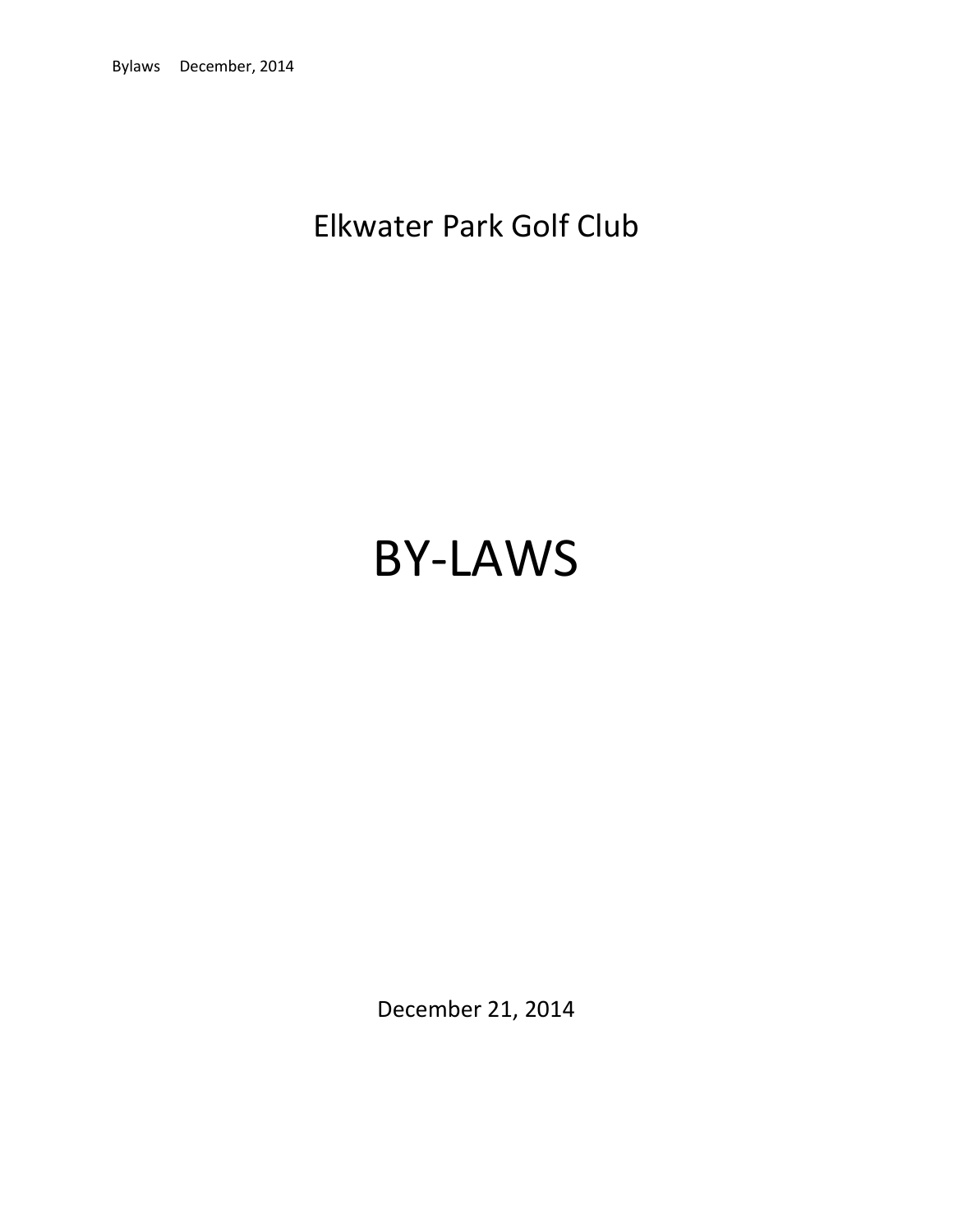# Elkwater Park Golf Club

# BY-LAWS

December 21, 2014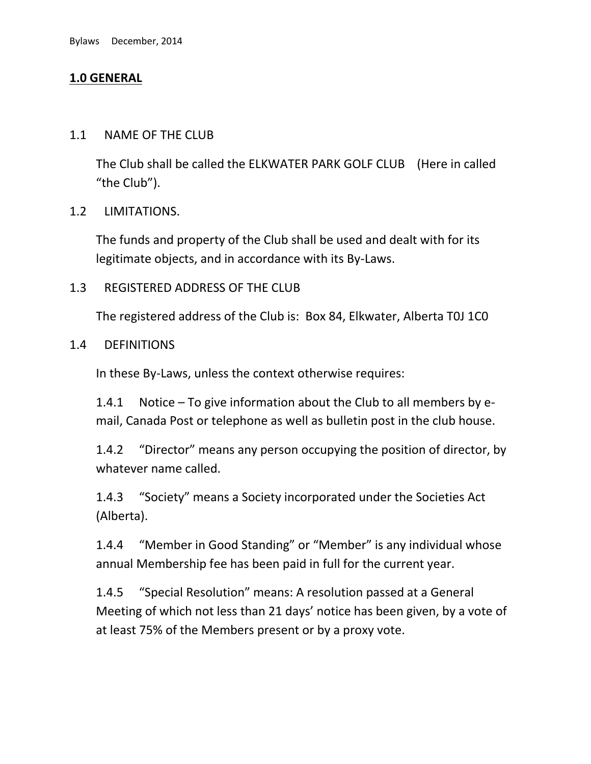## **1.0 GENERAL**

1.1 NAME OF THE CLUB

The Club shall be called the ELKWATER PARK GOLF CLUB (Here in called "the Club").

1.2 LIMITATIONS.

The funds and property of the Club shall be used and dealt with for its legitimate objects, and in accordance with its By-Laws.

1.3 REGISTERED ADDRESS OF THE CLUB

The registered address of the Club is: Box 84, Elkwater, Alberta T0J 1C0

1.4 DEFINITIONS

In these By-Laws, unless the context otherwise requires:

1.4.1 Notice – To give information about the Club to all members by e-mail, Canada Post or telephone as well as bulletin post in the club house.

1.4.2 "Director" means any person occupying the position of director, by whatever name called.

1.4.3 "Society" means a Society incorporated under the Societies Act (Alberta).

1.4.4 "Member in Good Standing" or "Member" is any individual whose annual Membership fee has been paid in full for the current year.

1.4.5 "Special Resolution" means: A resolution passed at a General Meeting of which not less than 21 days' notice has been given, by a vote of at least 75% of the Members present or by a proxy vote.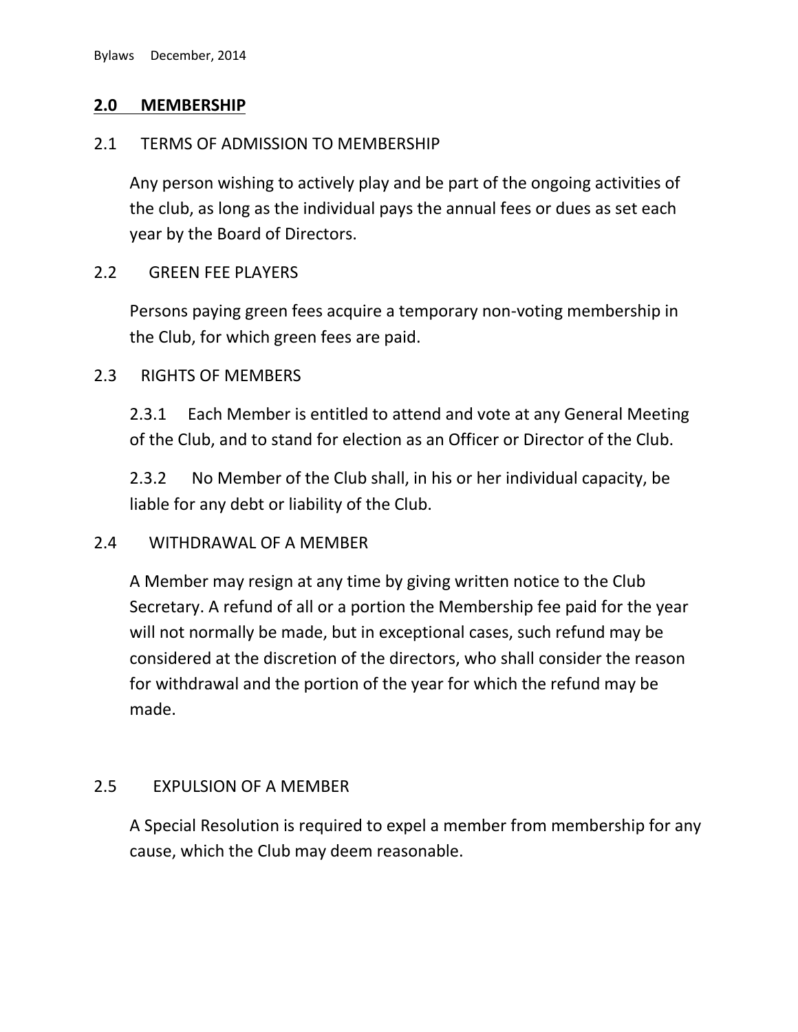## 2.0 MEMBERSHIP

### 2.1 TERMS OF ADMISSION TO MEMBERSHIP

Any person wishing to actively play and be part of the ongoing activities of the club, as long as the individual pays the annual fees or dues as set each year by the Board of Directors.

### 2.2 GREEN FEE PLAYERS

Persons paying green fees acquire a temporary non-voting membership in the Club, for which green fees are paid.

### 2.3 RIGHTS OF MEMBERS

2.3.1 Each Member is entitled to attend and vote at any General Meeting of the Club, and to stand for election as an Officer or Director of the Club.

2.3.2 No Member of the Club shall, in his or her individual capacity, be liable for any debt or liability of the Club.

### 2.4 WITHDRAWAL OF A MEMBER

A Member may resign at any time by giving written notice to the Club Secretary. A refund of all or a portion the Membership fee paid for the year will not normally be made, but in exceptional cases, such refund may be considered at the discretion of the directors, who shall consider the reason for withdrawal and the portion of the year for which the refund may be made.

### 2.5 EXPULSION OF A MEMBER

A Special Resolution is required to expel a member from membership for any cause, which the Club may deem reasonable.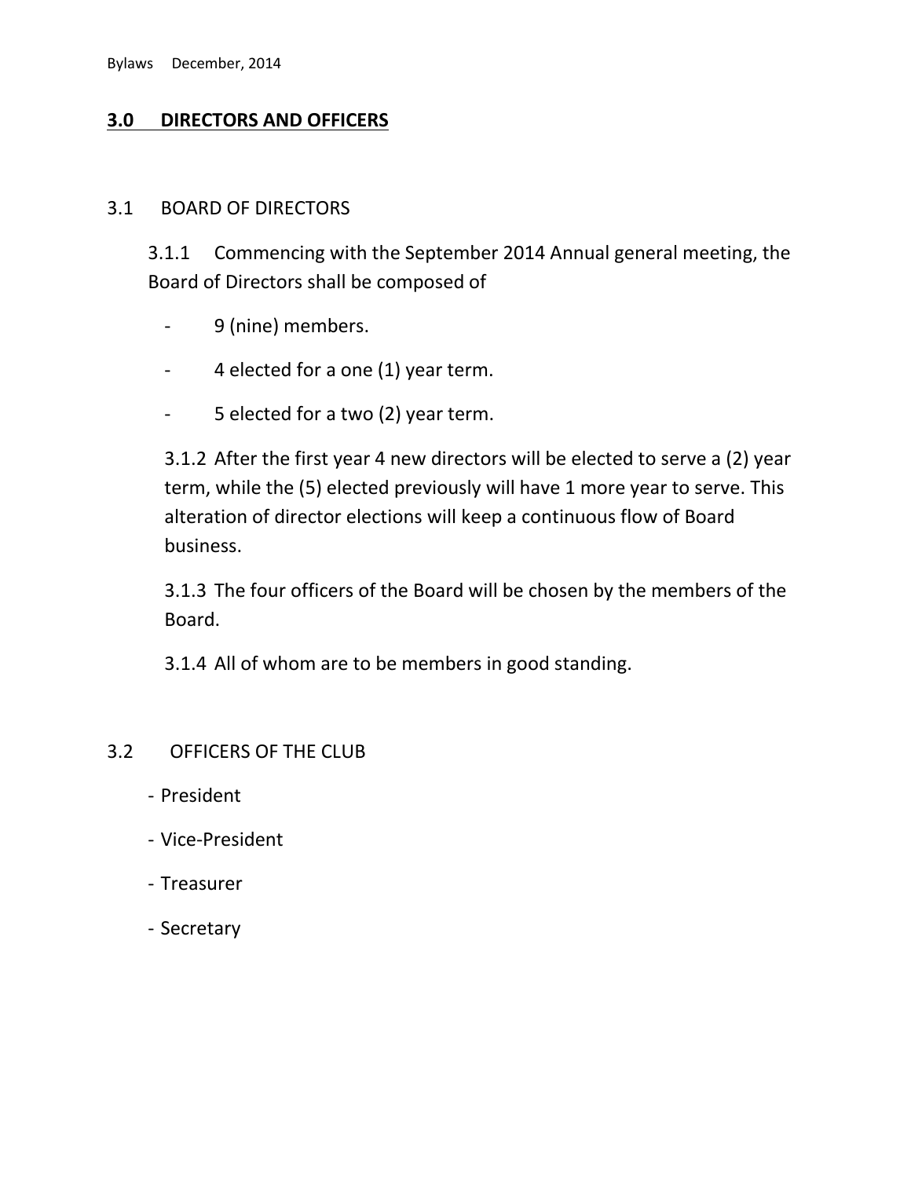## 3.0 DIRECTORS AND OFFICERS

### 3.1 BOARD OF DIRECTORS

3.1.1 Commencing with the September 2014 Annual general meeting, the Board of Directors shall be composed of

- 9 (nine) members.
- 4 elected for a one (1) year term.
- 5 elected for a two (2) year term.

3.1.2 After the first year 4 new directors will be elected to serve a (2) year term, while the (5) elected previously will have 1 more year to serve. This alteration of director elections will keep a continuous flow of Board business.

3.1.3 The four officers of the Board will be chosen by the members of the Board.

3.1.4 All of whom are to be members in good standing.

### 3.2 OFFICERS OF THE CLUB

- President
- Vice-President
- Treasurer
- Secretary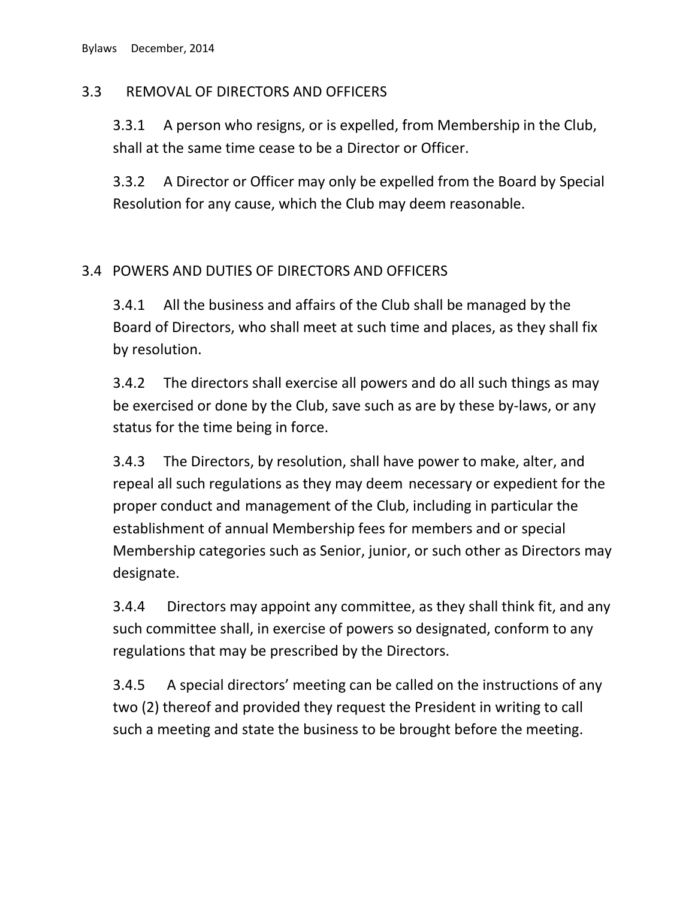## 3.3 REMOVAL OF DIRECTORS AND OFFICERS

3.3.1 A person who resigns, or is expelled, from Membership in the Club, shall at the same time cease to be a Director or Officer.

3.3.2 A Director or Officer may only be expelled from the Board by Special Resolution for any cause, which the Club may deem reasonable.

## 3.4 POWERS AND DUTIES OF DIRECTORS AND OFFICERS

3.4.1 All the business and affairs of the Club shall be managed by the Board of Directors, who shall meet at such time and places, as they shall fix by resolution.

3.4.2 The directors shall exercise all powers and do all such things as may be exercised or done by the Club, save such as are by these by-laws, or any status for the time being in force.

3.4.3 The Directors, by resolution, shall have power to make, alter, and repeal all such regulations as they may deem necessary or expedient for the proper conduct and management of the Club, including in particular the establishment of annual Membership fees for members and or special Membership categories such as Senior, junior, or such other as Directors may designate.

3.4.4 Directors may appoint any committee, as they shall think fit, and any such committee shall, in exercise of powers so designated, conform to any regulations that may be prescribed by the Directors.

3.4.5 A special directors' meeting can be called on the instructions of any two (2) thereof and provided they request the President in writing to call such a meeting and state the business to be brought before the meeting.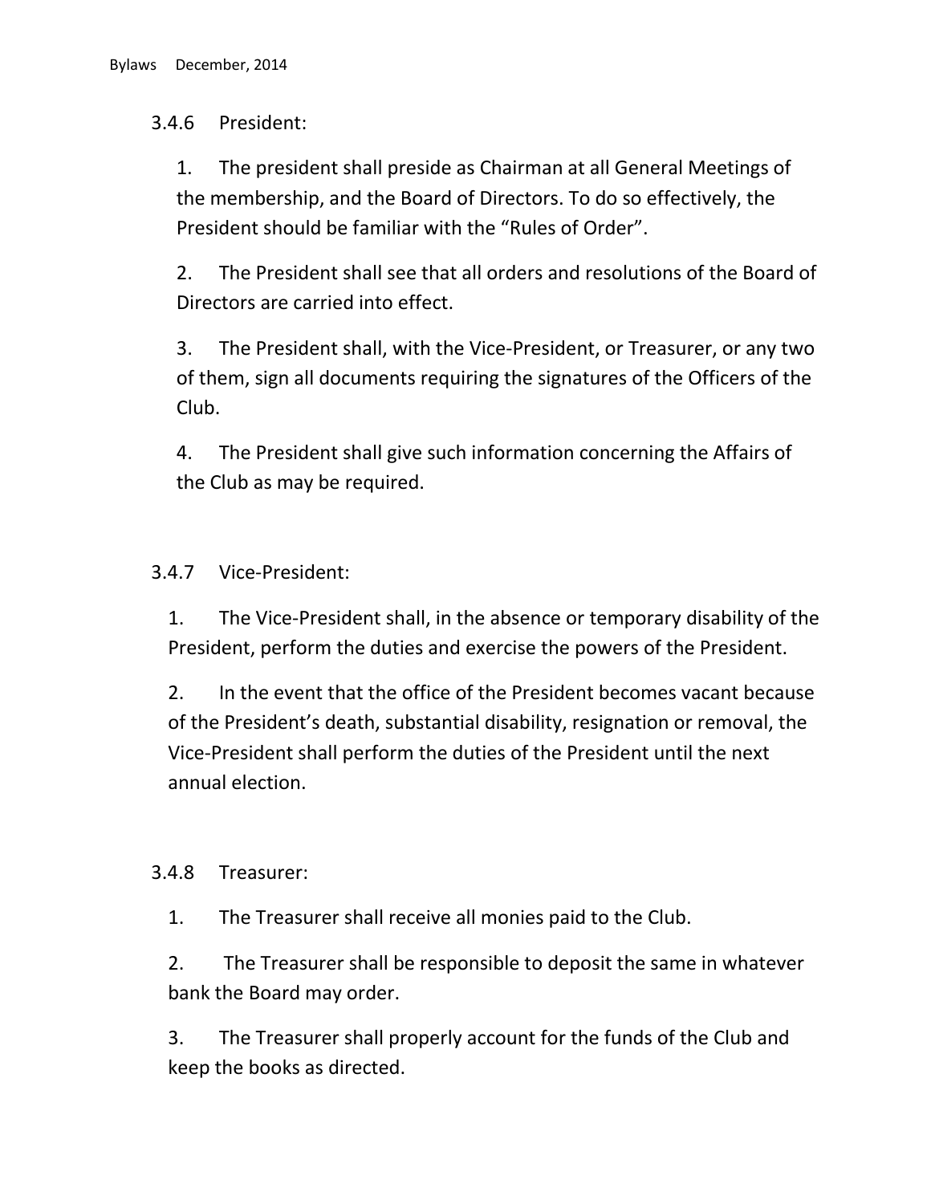### 3.4.6 President:

1. The president shall preside as Chairman at all General Meetings of the membership, and the Board of Directors. To do so effectively, the President should be familiar with the "Rules of Order".

2. The President shall see that all orders and resolutions of the Board of Directors are carried into effect.

3. The President shall, with the Vice-President, or Treasurer, or any two of them, sign all documents requiring the signatures of the Officers of the Club.

4. The President shall give such information concerning the Affairs of the Club as may be required.

### 3.4.7 Vice-President:

1. The Vice-President shall, in the absence or temporary disability of the President, perform the duties and exercise the powers of the President.

2. In the event that the office of the President becomes vacant because of the President's death, substantial disability, resignation or removal, the Vice-President shall perform the duties of the President until the next annual election.

### 3.4.8 Treasurer:

1. The Treasurer shall receive all monies paid to the Club.

2. The Treasurer shall be responsible to deposit the same in whatever bank the Board may order.

3. The Treasurer shall properly account for the funds of the Club and keep the books as directed.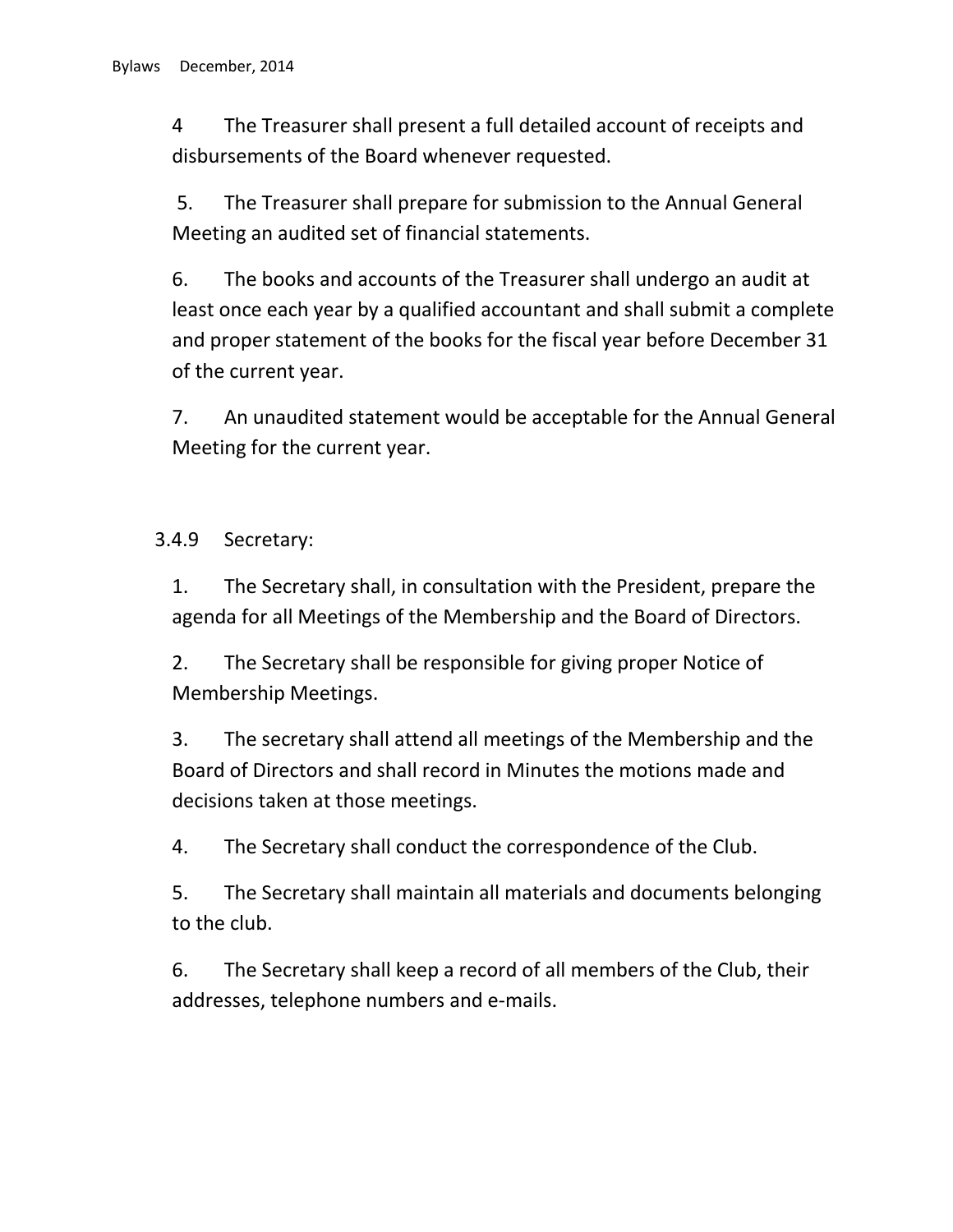4 The Treasurer shall present a full detailed account of receipts and disbursements of the Board whenever requested.

5. The Treasurer shall prepare for submission to the Annual General Meeting an audited set of financial statements.

6. The books and accounts of the Treasurer shall undergo an audit at least once each year by a qualified accountant and shall submit a complete and proper statement of the books for the fiscal year before December 31 of the current year.

7. An unaudited statement would be acceptable for the Annual General Meeting for the current year.

3.4.9 Secretary:

1. The Secretary shall, in consultation with the President, prepare the agenda for all Meetings of the Membership and the Board of Directors.

2. The Secretary shall be responsible for giving proper Notice of Membership Meetings.

3. The secretary shall attend all meetings of the Membership and the Board of Directors and shall record in Minutes the motions made and decisions taken at those meetings.

4. The Secretary shall conduct the correspondence of the Club.

5. The Secretary shall maintain all materials and documents belonging to the club.

6. The Secretary shall keep a record of all members of the Club, their addresses, telephone numbers and e-mails.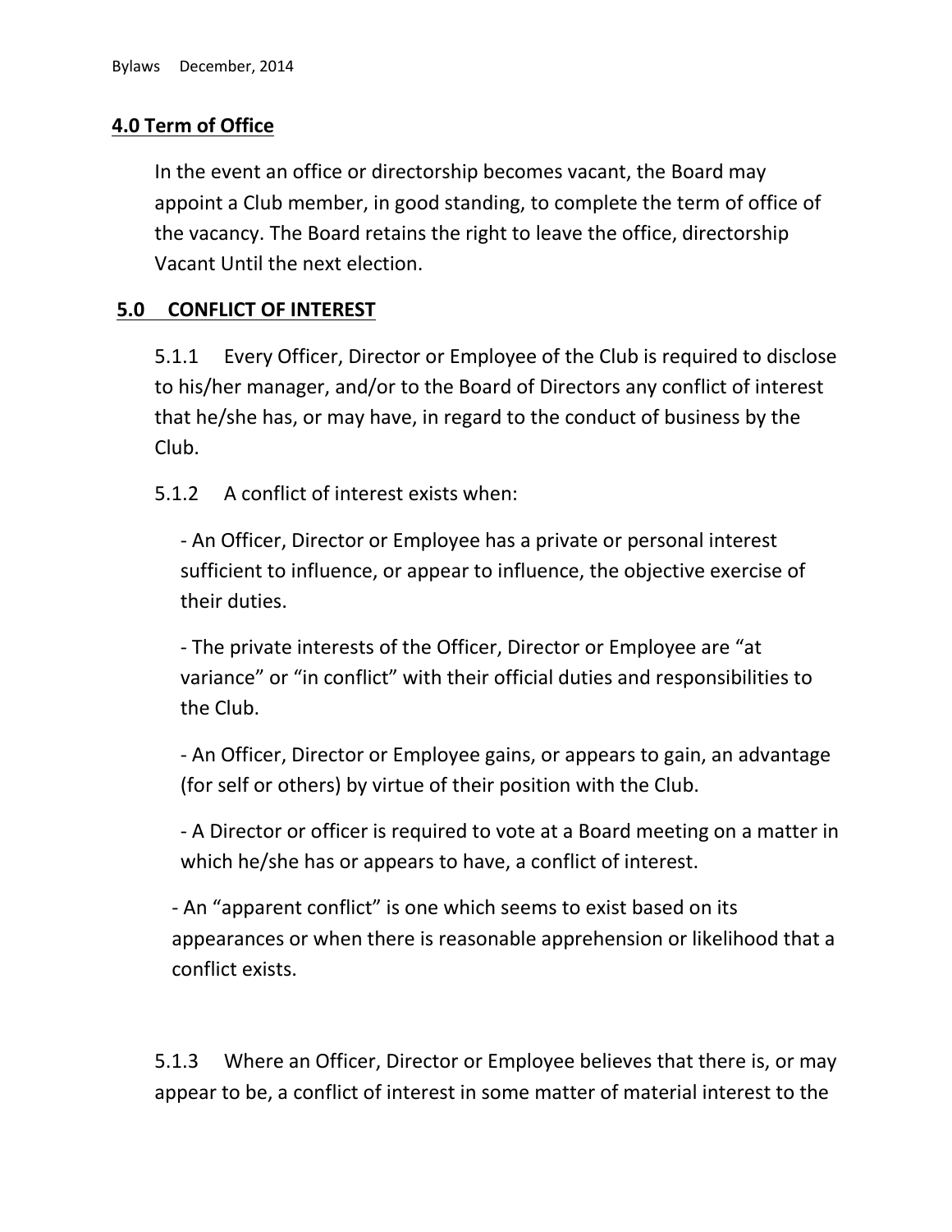## **4.0 Term of Office**

In the event an office or directorship becomes vacant, the Board may appoint a Club member, in good standing, to complete the term of office of the vacancy. The Board retains the right to leave the office, directorship Vacant Until the next election.

## **5.0 CONFLICT OF INTEREST**

5.1.1 Every Officer, Director or Employee of the Club is required to disclose to his/her manager, and/or to the Board of Directors any conflict of interest that he/she has, or may have, in regard to the conduct of business by the Club.

5.1.2 A conflict of interest exists when:

- An Officer, Director or Employee has a private or personal interest sufficient to influence, or appear to influence, the objective exercise of their duties.

- The private interests of the Officer, Director or Employee are "at variance" or "in conflict" with their official duties and responsibilities to the Club.

- An Officer, Director or Employee gains, or appears to gain, an advantage (for self or others) by virtue of their position with the Club.

- A Director or officer is required to vote at a Board meeting on a matter in which he/she has or appears to have, a conflict of interest.

- An "apparent conflict" is one which seems to exist based on its appearances or when there is reasonable apprehension or likelihood that a conflict exists.

5.1.3 Where an Officer, Director or Employee believes that there is, or may appear to be, a conflict of interest in some matter of material interest to the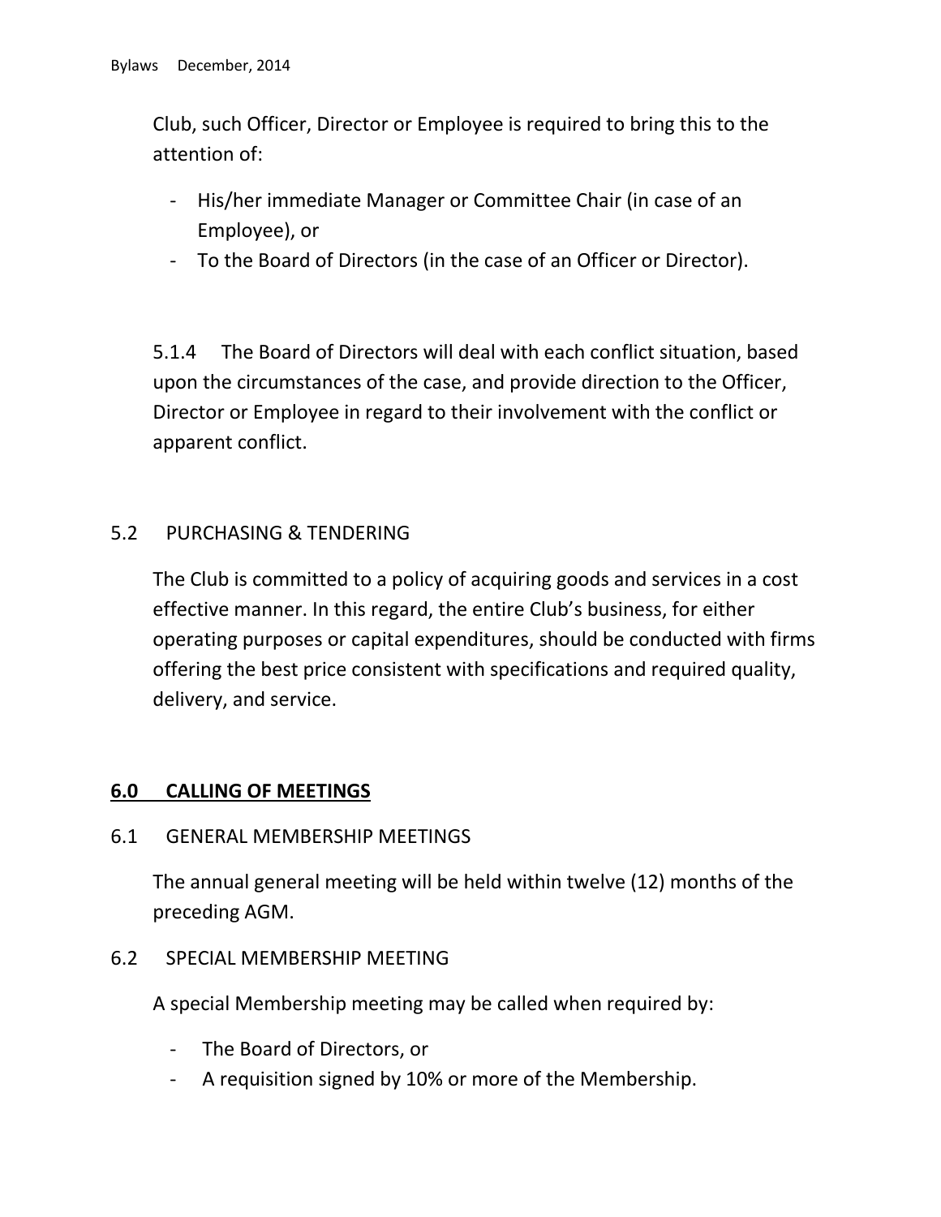Club, such Officer, Director or Employee is required to bring this to the attention of:

- His/her immediate Manager or Committee Chair (in case of an Employee), or
- To the Board of Directors (in the case of an Officer or Director).

5.1.4 The Board of Directors will deal with each conflict situation, based upon the circumstances of the case, and provide direction to the Officer, Director or Employee in regard to their involvement with the conflict or apparent conflict.

5.2 PURCHASING & TENDERING

The Club is committed to a policy of acquiring goods and services in a cost effective manner. In this regard, the entire Club's business, for either operating purposes or capital expenditures, should be conducted with firms offering the best price consistent with specifications and required quality, delivery, and service.

## 6.0 CALLING OF MEETINGS

6.1 GENERAL MEMBERSHIP MEETINGS

The annual general meeting will be held within twelve (12) months of the preceding AGM.

6.2 SPECIAL MEMBERSHIP MEETING

A special Membership meeting may be called when required by:

- The Board of Directors, or
- A requisition signed by 10% or more of the Membership.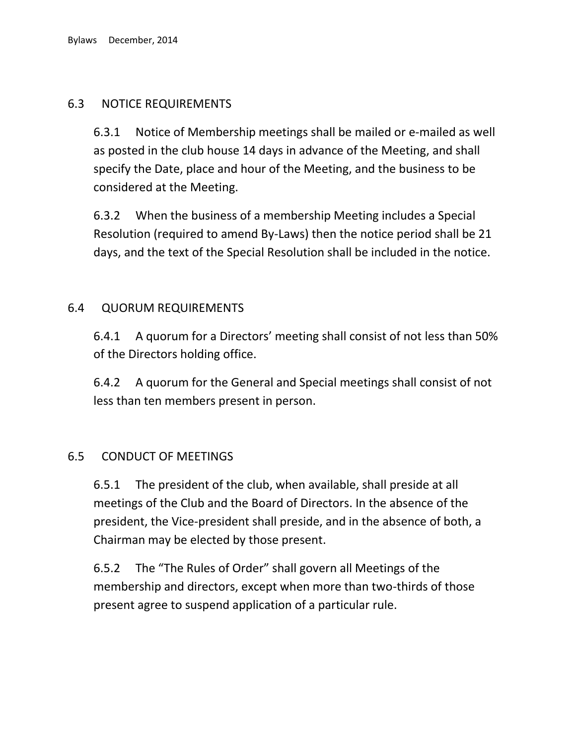## 6.3 NOTICE REQUIREMENTS

6.3.1 Notice of Membership meetings shall be mailed or e-mailed as well as posted in the club house 14 days in advance of the Meeting, and shall specify the Date, place and hour of the Meeting, and the business to be considered at the Meeting.

6.3.2 When the business of a membership Meeting includes a Special Resolution (required to amend By-Laws) then the notice period shall be 21 days, and the text of the Special Resolution shall be included in the notice.

## 6.4 QUORUM REQUIREMENTS

6.4.1 A quorum for a Directors' meeting shall consist of not less than 50% of the Directors holding office.

6.4.2 A quorum for the General and Special meetings shall consist of not less than ten members present in person.

## 6.5 CONDUCT OF MEETINGS

6.5.1 The president of the club, when available, shall preside at all meetings of the Club and the Board of Directors. In the absence of the president, the Vice-president shall preside, and in the absence of both, a Chairman may be elected by those present.

6.5.2 The "The Rules of Order" shall govern all Meetings of the membership and directors, except when more than two-thirds of those present agree to suspend application of a particular rule.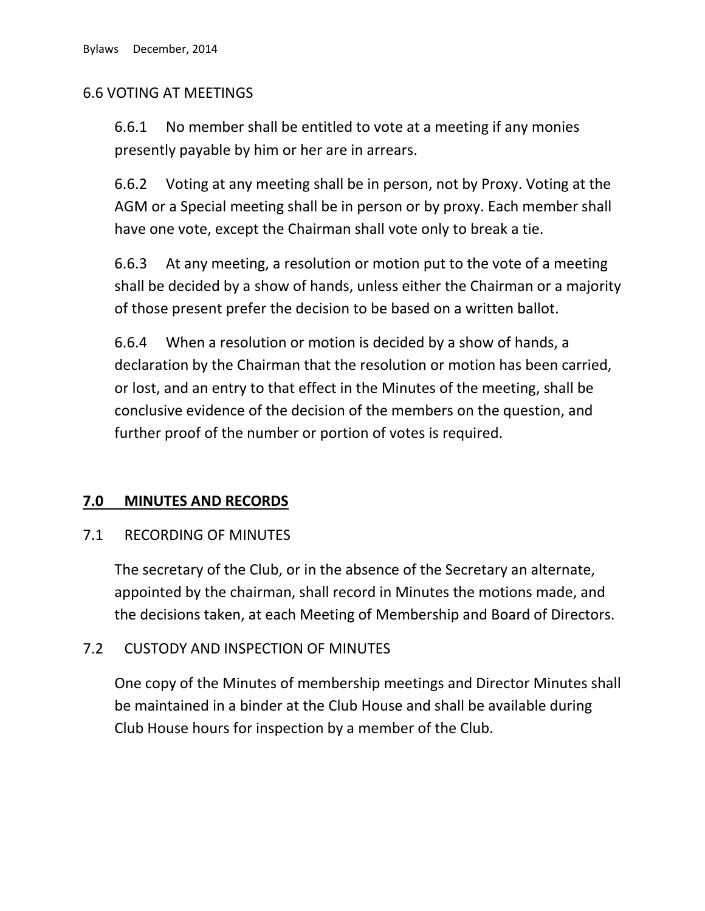### 6.6 VOTING AT MEETINGS

6.6.1 No member shall be entitled to vote at a meeting if any monies presently payable by him or her are in arrears.

6.6.2 Voting at any meeting shall be in person, not by Proxy. Voting at the AGM or a Special meeting shall be in person or by proxy. Each member shall have one vote, except the Chairman shall vote only to break a tie.

6.6.3 At any meeting, a resolution or motion put to the vote of a meeting shall be decided by a show of hands, unless either the Chairman or a majority of those present prefer the decision to be based on a written ballot.

6.6.4 When a resolution or motion is decided by a show of hands, a declaration by the Chairman that the resolution or motion has been carried, or lost, and an entry to that effect in the Minutes of the meeting, shall be conclusive evidence of the decision of the members on the question, and further proof of the number or portion of votes is required.

## 7.0 MINUTES AND RECORDS

### 7.1 RECORDING OF MINUTES

The secretary of the Club, or in the absence of the Secretary an alternate, appointed by the chairman, shall record in Minutes the motions made, and the decisions taken, at each Meeting of Membership and Board of Directors.

### 7.2 CUSTODY AND INSPECTION OF MINUTES

One copy of the Minutes of membership meetings and Director Minutes shall be maintained in a binder at the Club House and shall be available during Club House hours for inspection by a member of the Club.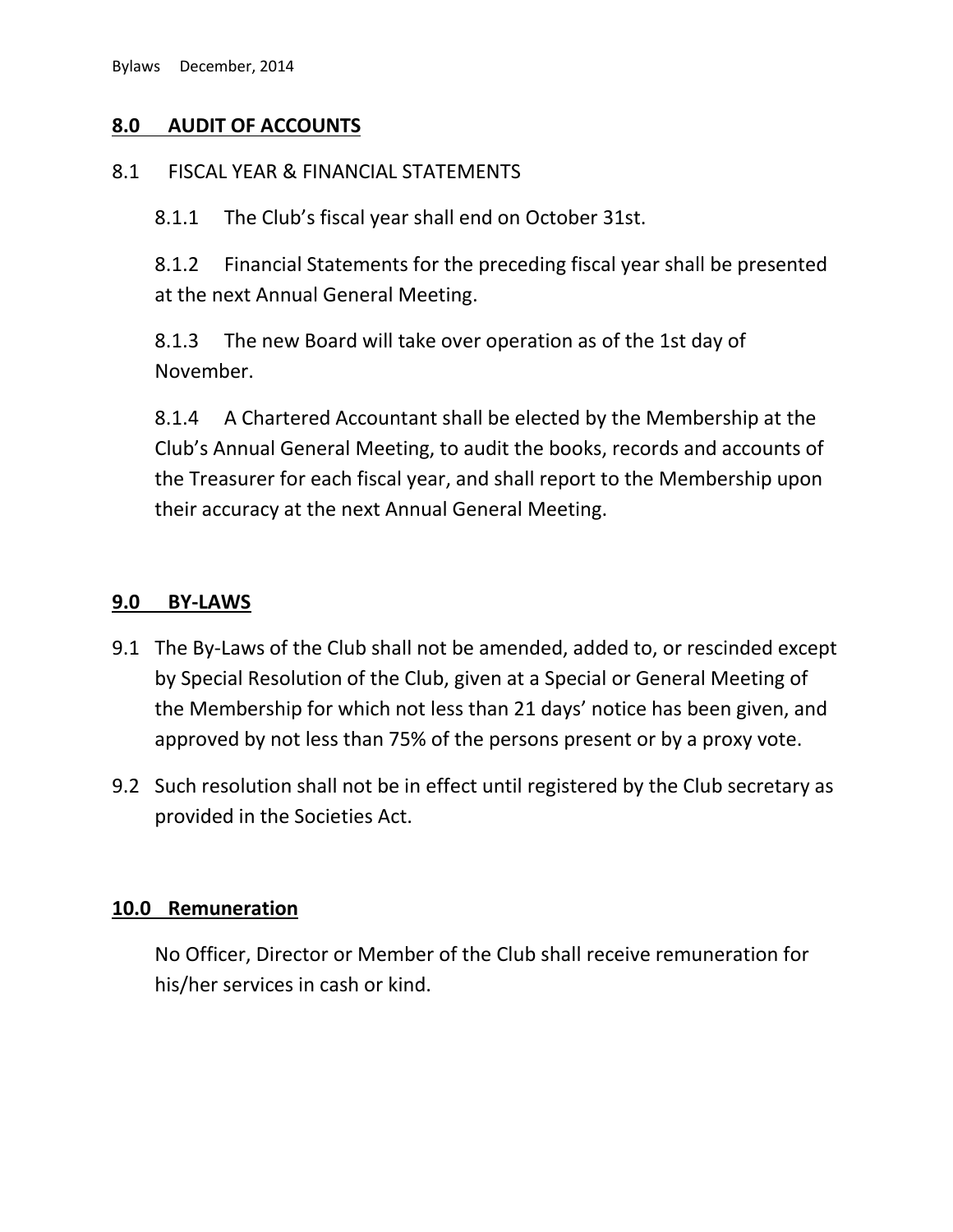## 8.0 AUDIT OF ACCOUNTS

### 8.1 FISCAL YEAR & FINANCIAL STATEMENTS

8.1.1 The Club's fiscal year shall end on October 31st.

8.1.2 Financial Statements for the preceding fiscal year shall be presented at the next Annual General Meeting.

8.1.3 The new Board will take over operation as of the 1st day of November.

8.1.4 A Chartered Accountant shall be elected by the Membership at the Club's Annual General Meeting, to audit the books, records and accounts of the Treasurer for each fiscal year, and shall report to the Membership upon their accuracy at the next Annual General Meeting.

## 9.0 BY-LAWS

9.1 The By-Laws of the Club shall not be amended, added to, or rescinded except by Special Resolution of the Club, given at a Special or General Meeting of the Membership for which not less than 21 days' notice has been given, and approved by not less than 75% of the persons present or by a proxy vote.

9.2 Such resolution shall not be in effect until registered by the Club secretary as provided in the Societies Act.

## 10.0 Remuneration

No Officer, Director or Member of the Club shall receive remuneration for his/her services in cash or kind.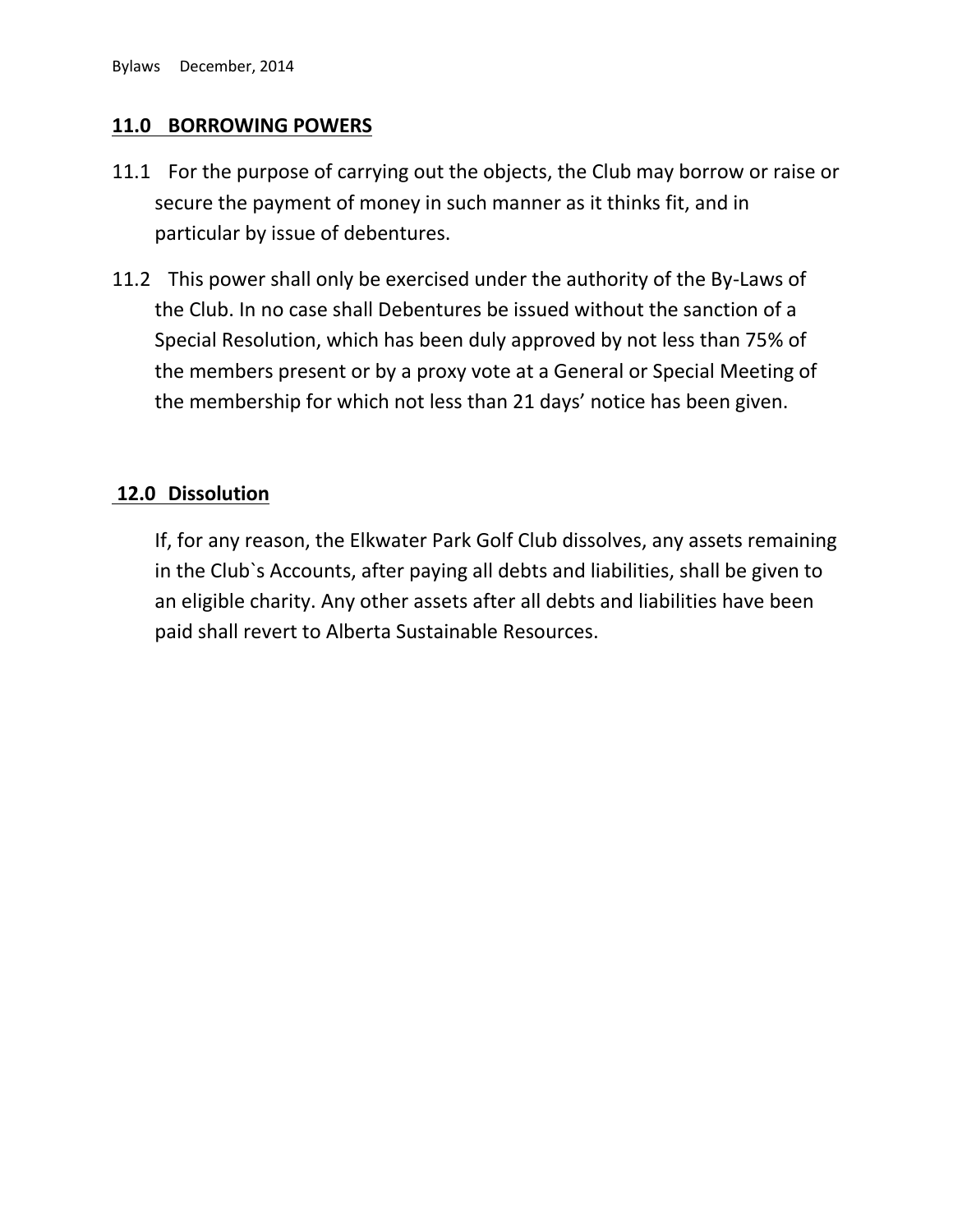## 11.0 BORROWING POWERS

11.1 For the purpose of carrying out the objects, the Club may borrow or raise or secure the payment of money in such manner as it thinks fit, and in particular by issue of debentures.

11.2 This power shall only be exercised under the authority of the By-Laws of the Club. In no case shall Debentures be issued without the sanction of a Special Resolution, which has been duly approved by not less than 75% of the members present or by a proxy vote at a General or Special Meeting of the membership for which not less than 21 days' notice has been given.

## 12.0 Dissolution

If, for any reason, the Elkwater Park Golf Club dissolves, any assets remaining in the Club`s Accounts, after paying all debts and liabilities, shall be given to an eligible charity. Any other assets after all debts and liabilities have been paid shall revert to Alberta Sustainable Resources.